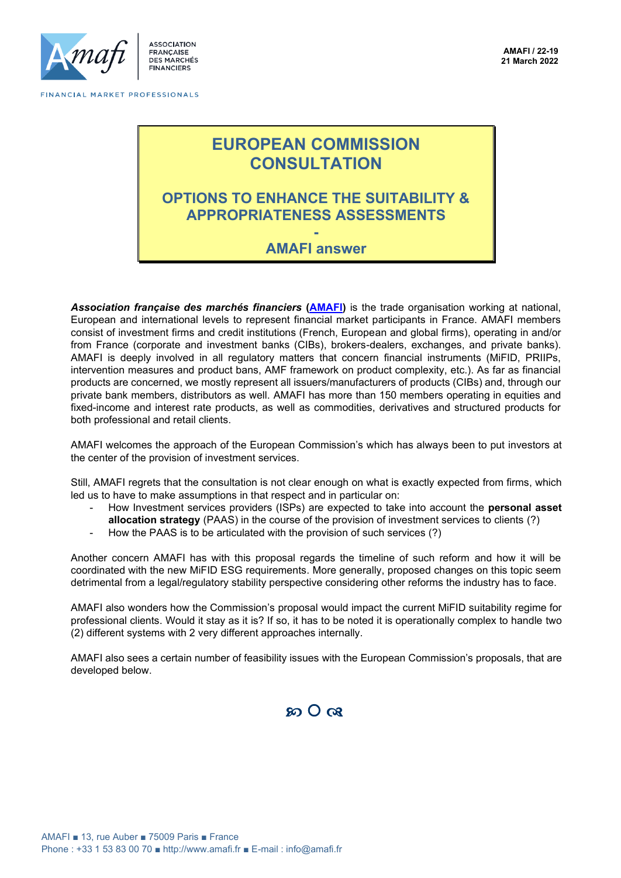ASSOCIATION FRANÇAISE DES MARCHÉS FINANCIERS

FINANCIAL MARKET PROFESSIONALS

**AMAFI / 22-19**
**21 March 2022**

# EUROPEAN COMMISSION CONSULTATION

## OPTIONS TO ENHANCE THE SUITABILITY & APPROPRIATENESS ASSESSMENTS

## -

## AMAFI answer

***Association française des marchés financiers*** **(AMAFI)** is the trade organisation working at national, European and international levels to represent financial market participants in France. AMAFI members consist of investment firms and credit institutions (French, European and global firms), operating in and/or from France (corporate and investment banks (CIBs), brokers-dealers, exchanges, and private banks). AMAFI is deeply involved in all regulatory matters that concern financial instruments (MiFID, PRIIPs, intervention measures and product bans, AMF framework on product complexity, etc.). As far as financial products are concerned, we mostly represent all issuers/manufacturers of products (CIBs) and, through our private bank members, distributors as well. AMAFI has more than 150 members operating in equities and fixed-income and interest rate products, as well as commodities, derivatives and structured products for both professional and retail clients.

AMAFI welcomes the approach of the European Commission's which has always been to put investors at the center of the provision of investment services.

Still, AMAFI regrets that the consultation is not clear enough on what is exactly expected from firms, which led us to have to make assumptions in that respect and in particular on:

- How Investment services providers (ISPs) are expected to take into account the **personal asset allocation strategy** (PAAS) in the course of the provision of investment services to clients (?)
- How the PAAS is to be articulated with the provision of such services (?)

Another concern AMAFI has with this proposal regards the timeline of such reform and how it will be coordinated with the new MiFID ESG requirements. More generally, proposed changes on this topic seem detrimental from a legal/regulatory stability perspective considering other reforms the industry has to face.

AMAFI also wonders how the Commission's proposal would impact the current MiFID suitability regime for professional clients. Would it stay as it is? If so, it has to be noted it is operationally complex to handle two (2) different systems with 2 very different approaches internally.

AMAFI also sees a certain number of feasibility issues with the European Commission's proposals, that are developed below.

ꕥ O ꕥ

AMAFI ■ 13, rue Auber ■ 75009 Paris ■ France
Phone : +33 1 53 83 00 70 ■ http://www.amafi.fr ■ E-mail : info@amafi.fr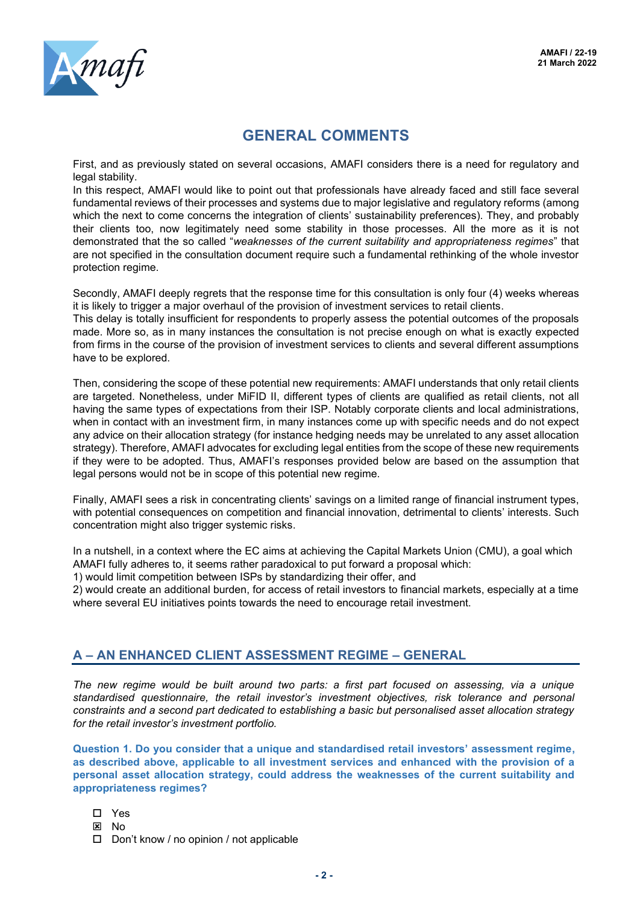## GENERAL COMMENTS

First, and as previously stated on several occasions, AMAFI considers there is a need for regulatory and legal stability.
In this respect, AMAFI would like to point out that professionals have already faced and still face several fundamental reviews of their processes and systems due to major legislative and regulatory reforms (among which the next to come concerns the integration of clients' sustainability preferences). They, and probably their clients too, now legitimately need some stability in those processes. All the more as it is not demonstrated that the so called "*weaknesses of the current suitability and appropriateness regimes*" that are not specified in the consultation document require such a fundamental rethinking of the whole investor protection regime.

Secondly, AMAFI deeply regrets that the response time for this consultation is only four (4) weeks whereas it is likely to trigger a major overhaul of the provision of investment services to retail clients.
This delay is totally insufficient for respondents to properly assess the potential outcomes of the proposals made. More so, as in many instances the consultation is not precise enough on what is exactly expected from firms in the course of the provision of investment services to clients and several different assumptions have to be explored.

Then, considering the scope of these potential new requirements: AMAFI understands that only retail clients are targeted. Nonetheless, under MiFID II, different types of clients are qualified as retail clients, not all having the same types of expectations from their ISP. Notably corporate clients and local administrations, when in contact with an investment firm, in many instances come up with specific needs and do not expect any advice on their allocation strategy (for instance hedging needs may be unrelated to any asset allocation strategy). Therefore, AMAFI advocates for excluding legal entities from the scope of these new requirements if they were to be adopted. Thus, AMAFI's responses provided below are based on the assumption that legal persons would not be in scope of this potential new regime.

Finally, AMAFI sees a risk in concentrating clients' savings on a limited range of financial instrument types, with potential consequences on competition and financial innovation, detrimental to clients' interests. Such concentration might also trigger systemic risks.

In a nutshell, in a context where the EC aims at achieving the Capital Markets Union (CMU), a goal which AMAFI fully adheres to, it seems rather paradoxical to put forward a proposal which:
1) would limit competition between ISPs by standardizing their offer, and
2) would create an additional burden, for access of retail investors to financial markets, especially at a time where several EU initiatives points towards the need to encourage retail investment.

## A – AN ENHANCED CLIENT ASSESSMENT REGIME – GENERAL

*The new regime would be built around two parts: a first part focused on assessing, via a unique standardised questionnaire, the retail investor's investment objectives, risk tolerance and personal constraints and a second part dedicated to establishing a basic but personalised asset allocation strategy for the retail investor's investment portfolio.*

**Question 1. Do you consider that a unique and standardised retail investors' assessment regime, as described above, applicable to all investment services and enhanced with the provision of a personal asset allocation strategy, could address the weaknesses of the current suitability and appropriateness regimes?**

- ☐ Yes
- ☒ No
- ☐ Don't know / no opinion / not applicable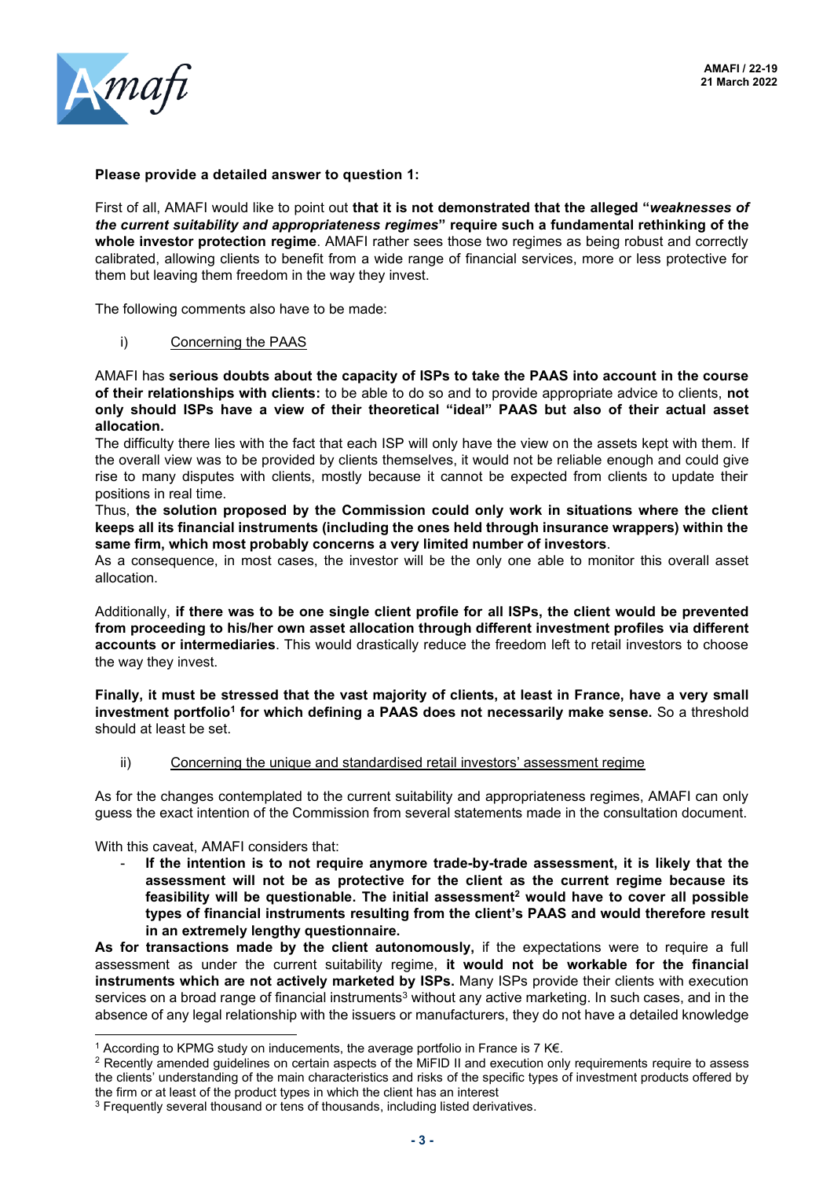**Please provide a detailed answer to question 1:**

First of all, AMAFI would like to point out **that it is not demonstrated that the alleged "*weaknesses of the current suitability and appropriateness regimes*" require such a fundamental rethinking of the whole investor protection regime**. AMAFI rather sees those two regimes as being robust and correctly calibrated, allowing clients to benefit from a wide range of financial services, more or less protective for them but leaving them freedom in the way they invest.

The following comments also have to be made:

i) Concerning the PAAS

AMAFI has **serious doubts about the capacity of ISPs to take the PAAS into account in the course of their relationships with clients:** to be able to do so and to provide appropriate advice to clients, **not only should ISPs have a view of their theoretical "ideal" PAAS but also of their actual asset allocation.**

The difficulty there lies with the fact that each ISP will only have the view on the assets kept with them. If the overall view was to be provided by clients themselves, it would not be reliable enough and could give rise to many disputes with clients, mostly because it cannot be expected from clients to update their positions in real time.

Thus, **the solution proposed by the Commission could only work in situations where the client keeps all its financial instruments (including the ones held through insurance wrappers) within the same firm, which most probably concerns a very limited number of investors**.

As a consequence, in most cases, the investor will be the only one able to monitor this overall asset allocation.

Additionally, **if there was to be one single client profile for all ISPs, the client would be prevented from proceeding to his/her own asset allocation through different investment profiles via different accounts or intermediaries**. This would drastically reduce the freedom left to retail investors to choose the way they invest.

**Finally, it must be stressed that the vast majority of clients, at least in France, have a very small investment portfolio[1] for which defining a PAAS does not necessarily make sense.** So a threshold should at least be set.

ii) Concerning the unique and standardised retail investors' assessment regime

As for the changes contemplated to the current suitability and appropriateness regimes, AMAFI can only guess the exact intention of the Commission from several statements made in the consultation document.

With this caveat, AMAFI considers that:

- **If the intention is to not require anymore trade-by-trade assessment, it is likely that the assessment will not be as protective for the client as the current regime because its feasibility will be questionable. The initial assessment[2] would have to cover all possible types of financial instruments resulting from the client's PAAS and would therefore result in an extremely lengthy questionnaire.**

**As for transactions made by the client autonomously,** if the expectations were to require a full assessment as under the current suitability regime, **it would not be workable for the financial instruments which are not actively marketed by ISPs.** Many ISPs provide their clients with execution services on a broad range of financial instruments[3] without any active marketing. In such cases, and in the absence of any legal relationship with the issuers or manufacturers, they do not have a detailed knowledge

---

[1] According to KPMG study on inducements, the average portfolio in France is 7 K€.

[2] Recently amended guidelines on certain aspects of the MiFID II and execution only requirements require to assess the clients' understanding of the main characteristics and risks of the specific types of investment products offered by the firm or at least of the product types in which the client has an interest

[3] Frequently several thousand or tens of thousands, including listed derivatives.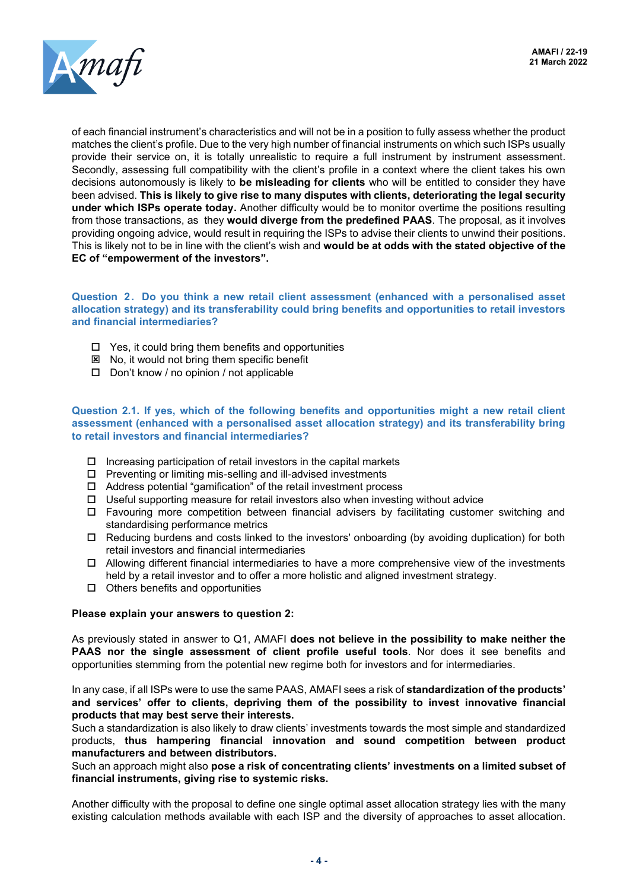of each financial instrument's characteristics and will not be in a position to fully assess whether the product matches the client's profile. Due to the very high number of financial instruments on which such ISPs usually provide their service on, it is totally unrealistic to require a full instrument by instrument assessment. Secondly, assessing full compatibility with the client's profile in a context where the client takes his own decisions autonomously is likely to **be misleading for clients** who will be entitled to consider they have been advised. **This is likely to give rise to many disputes with clients, deteriorating the legal security under which ISPs operate today.** Another difficulty would be to monitor overtime the positions resulting from those transactions, as they **would diverge from the predefined PAAS**. The proposal, as it involves providing ongoing advice, would result in requiring the ISPs to advise their clients to unwind their positions. This is likely not to be in line with the client's wish and **would be at odds with the stated objective of the EC of "empowerment of the investors".**

**Question 2. Do you think a new retail client assessment (enhanced with a personalised asset allocation strategy) and its transferability could bring benefits and opportunities to retail investors and financial intermediaries?**

- ☐ Yes, it could bring them benefits and opportunities
- ☒ No, it would not bring them specific benefit
- ☐ Don't know / no opinion / not applicable

**Question 2.1. If yes, which of the following benefits and opportunities might a new retail client assessment (enhanced with a personalised asset allocation strategy) and its transferability bring to retail investors and financial intermediaries?**

- ☐ Increasing participation of retail investors in the capital markets
- ☐ Preventing or limiting mis-selling and ill-advised investments
- ☐ Address potential "gamification" of the retail investment process
- ☐ Useful supporting measure for retail investors also when investing without advice
- ☐ Favouring more competition between financial advisers by facilitating customer switching and standardising performance metrics
- ☐ Reducing burdens and costs linked to the investors' onboarding (by avoiding duplication) for both retail investors and financial intermediaries
- ☐ Allowing different financial intermediaries to have a more comprehensive view of the investments held by a retail investor and to offer a more holistic and aligned investment strategy.
- ☐ Others benefits and opportunities

**Please explain your answers to question 2:**

As previously stated in answer to Q1, AMAFI **does not believe in the possibility to make neither the PAAS nor the single assessment of client profile useful tools**. Nor does it see benefits and opportunities stemming from the potential new regime both for investors and for intermediaries.

In any case, if all ISPs were to use the same PAAS, AMAFI sees a risk of **standardization of the products' and services' offer to clients, depriving them of the possibility to invest innovative financial products that may best serve their interests.**
Such a standardization is also likely to draw clients' investments towards the most simple and standardized products, **thus hampering financial innovation and sound competition between product manufacturers and between distributors.**
Such an approach might also **pose a risk of concentrating clients' investments on a limited subset of financial instruments, giving rise to systemic risks.**

Another difficulty with the proposal to define one single optimal asset allocation strategy lies with the many existing calculation methods available with each ISP and the diversity of approaches to asset allocation.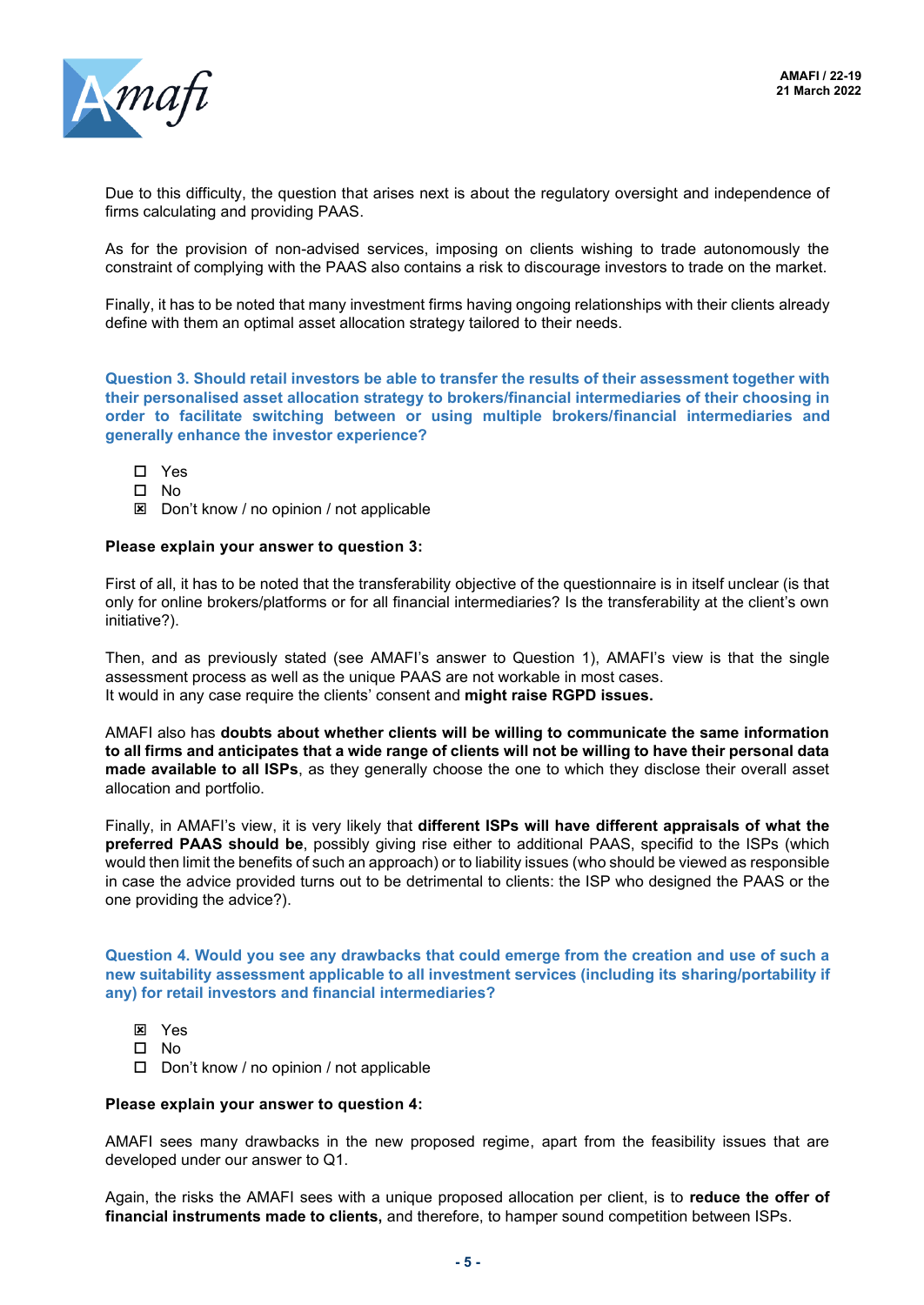Due to this difficulty, the question that arises next is about the regulatory oversight and independence of firms calculating and providing PAAS.

As for the provision of non-advised services, imposing on clients wishing to trade autonomously the constraint of complying with the PAAS also contains a risk to discourage investors to trade on the market.

Finally, it has to be noted that many investment firms having ongoing relationships with their clients already define with them an optimal asset allocation strategy tailored to their needs.

**Question 3. Should retail investors be able to transfer the results of their assessment together with their personalised asset allocation strategy to brokers/financial intermediaries of their choosing in order to facilitate switching between or using multiple brokers/financial intermediaries and generally enhance the investor experience?**

- ☐ Yes
- ☐ No
- ☒ Don't know / no opinion / not applicable

**Please explain your answer to question 3:**

First of all, it has to be noted that the transferability objective of the questionnaire is in itself unclear (is that only for online brokers/platforms or for all financial intermediaries? Is the transferability at the client's own initiative?).

Then, and as previously stated (see AMAFI's answer to Question 1), AMAFI's view is that the single assessment process as well as the unique PAAS are not workable in most cases.
It would in any case require the clients' consent and **might raise RGPD issues.**

AMAFI also has **doubts about whether clients will be willing to communicate the same information to all firms and anticipates that a wide range of clients will not be willing to have their personal data made available to all ISPs**, as they generally choose the one to which they disclose their overall asset allocation and portfolio.

Finally, in AMAFI's view, it is very likely that **different ISPs will have different appraisals of what the preferred PAAS should be**, possibly giving rise either to additional PAAS, specifid to the ISPs (which would then limit the benefits of such an approach) or to liability issues (who should be viewed as responsible in case the advice provided turns out to be detrimental to clients: the ISP who designed the PAAS or the one providing the advice?).

**Question 4. Would you see any drawbacks that could emerge from the creation and use of such a new suitability assessment applicable to all investment services (including its sharing/portability if any) for retail investors and financial intermediaries?**

- ☒ Yes
- ☐ No
- ☐ Don't know / no opinion / not applicable

**Please explain your answer to question 4:**

AMAFI sees many drawbacks in the new proposed regime, apart from the feasibility issues that are developed under our answer to Q1.

Again, the risks the AMAFI sees with a unique proposed allocation per client, is to **reduce the offer of financial instruments made to clients,** and therefore, to hamper sound competition between ISPs.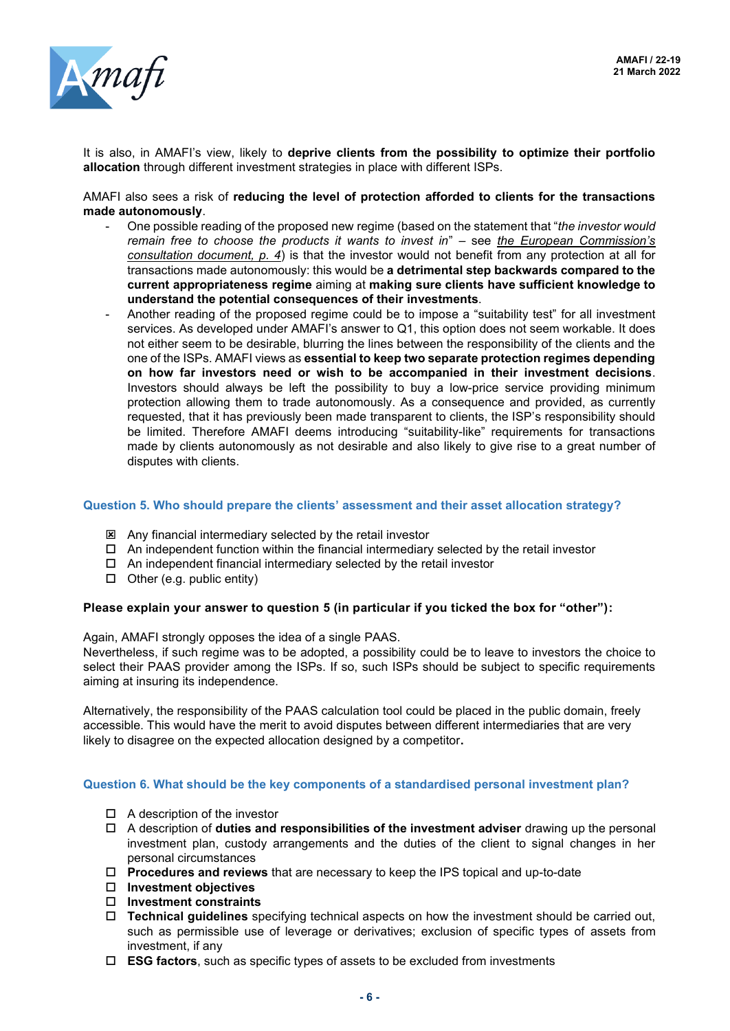It is also, in AMAFI's view, likely to **deprive clients from the possibility to optimize their portfolio allocation** through different investment strategies in place with different ISPs.

AMAFI also sees a risk of **reducing the level of protection afforded to clients for the transactions made autonomously**.

- One possible reading of the proposed new regime (based on the statement that "*the investor would remain free to choose the products it wants to invest in*" – see *the European Commission's consultation document, p. 4*) is that the investor would not benefit from any protection at all for transactions made autonomously: this would be **a detrimental step backwards compared to the current appropriateness regime** aiming at **making sure clients have sufficient knowledge to understand the potential consequences of their investments**.
- Another reading of the proposed regime could be to impose a "suitability test" for all investment services. As developed under AMAFI's answer to Q1, this option does not seem workable. It does not either seem to be desirable, blurring the lines between the responsibility of the clients and the one of the ISPs. AMAFI views as **essential to keep two separate protection regimes depending on how far investors need or wish to be accompanied in their investment decisions**. Investors should always be left the possibility to buy a low-price service providing minimum protection allowing them to trade autonomously. As a consequence and provided, as currently requested, that it has previously been made transparent to clients, the ISP's responsibility should be limited. Therefore AMAFI deems introducing "suitability-like" requirements for transactions made by clients autonomously as not desirable and also likely to give rise to a great number of disputes with clients.

### Question 5. Who should prepare the clients' assessment and their asset allocation strategy?

- ☒ Any financial intermediary selected by the retail investor
- ☐ An independent function within the financial intermediary selected by the retail investor
- ☐ An independent financial intermediary selected by the retail investor
- ☐ Other (e.g. public entity)

**Please explain your answer to question 5 (in particular if you ticked the box for "other"):**

Again, AMAFI strongly opposes the idea of a single PAAS.
Nevertheless, if such regime was to be adopted, a possibility could be to leave to investors the choice to select their PAAS provider among the ISPs. If so, such ISPs should be subject to specific requirements aiming at insuring its independence.

Alternatively, the responsibility of the PAAS calculation tool could be placed in the public domain, freely accessible. This would have the merit to avoid disputes between different intermediaries that are very likely to disagree on the expected allocation designed by a competitor**.**

### Question 6. What should be the key components of a standardised personal investment plan?

- ☐ A description of the investor
- ☐ A description of **duties and responsibilities of the investment adviser** drawing up the personal investment plan, custody arrangements and the duties of the client to signal changes in her personal circumstances
- ☐ **Procedures and reviews** that are necessary to keep the IPS topical and up-to-date
- ☐ **Investment objectives**
- ☐ **Investment constraints**
- ☐ **Technical guidelines** specifying technical aspects on how the investment should be carried out, such as permissible use of leverage or derivatives; exclusion of specific types of assets from investment, if any
- ☐ **ESG factors**, such as specific types of assets to be excluded from investments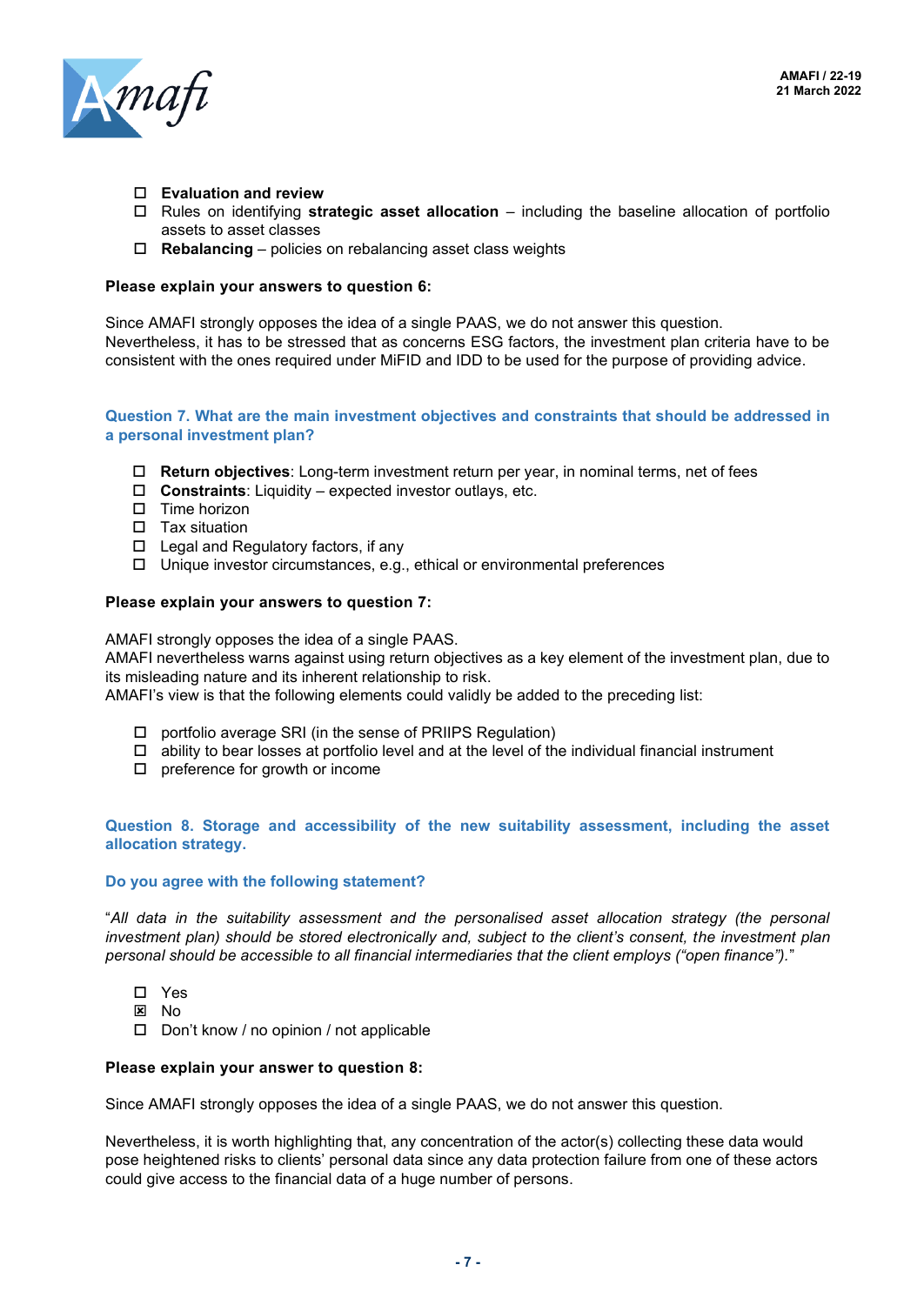- ☐ **Evaluation and review**
- ☐ Rules on identifying **strategic asset allocation** – including the baseline allocation of portfolio assets to asset classes
- ☐ **Rebalancing** – policies on rebalancing asset class weights

**Please explain your answers to question 6:**

Since AMAFI strongly opposes the idea of a single PAAS, we do not answer this question.
Nevertheless, it has to be stressed that as concerns ESG factors, the investment plan criteria have to be consistent with the ones required under MiFID and IDD to be used for the purpose of providing advice.

### Question 7. What are the main investment objectives and constraints that should be addressed in a personal investment plan?

- ☐ **Return objectives**: Long-term investment return per year, in nominal terms, net of fees
- ☐ **Constraints**: Liquidity – expected investor outlays, etc.
- ☐ Time horizon
- ☐ Tax situation
- ☐ Legal and Regulatory factors, if any
- ☐ Unique investor circumstances, e.g., ethical or environmental preferences

**Please explain your answers to question 7:**

AMAFI strongly opposes the idea of a single PAAS.
AMAFI nevertheless warns against using return objectives as a key element of the investment plan, due to its misleading nature and its inherent relationship to risk.
AMAFI's view is that the following elements could validly be added to the preceding list:

- ☐ portfolio average SRI (in the sense of PRIIPS Regulation)
- ☐ ability to bear losses at portfolio level and at the level of the individual financial instrument
- ☐ preference for growth or income

### Question 8. Storage and accessibility of the new suitability assessment, including the asset allocation strategy.

**Do you agree with the following statement?**

"*All data in the suitability assessment and the personalised asset allocation strategy (the personal investment plan) should be stored electronically and, subject to the client's consent, the investment plan personal should be accessible to all financial intermediaries that the client employs ("open finance").*"

- ☐ Yes
- ☒ No
- ☐ Don't know / no opinion / not applicable

**Please explain your answer to question 8:**

Since AMAFI strongly opposes the idea of a single PAAS, we do not answer this question.

Nevertheless, it is worth highlighting that, any concentration of the actor(s) collecting these data would pose heightened risks to clients' personal data since any data protection failure from one of these actors could give access to the financial data of a huge number of persons.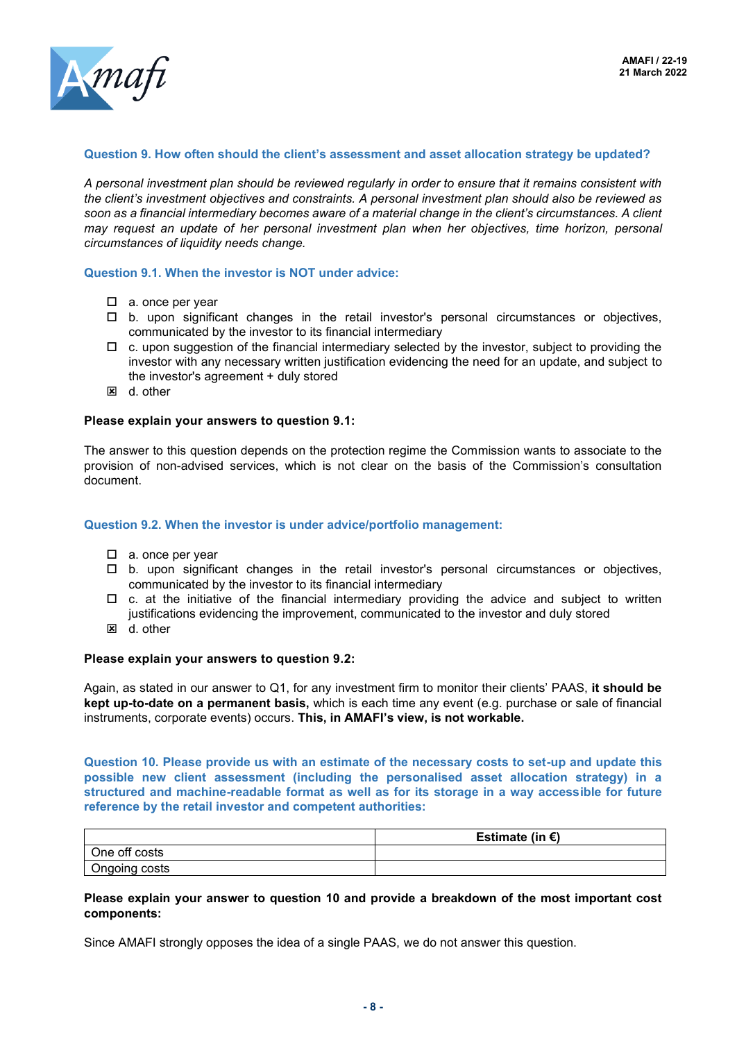### Question 9. How often should the client's assessment and asset allocation strategy be updated?

*A personal investment plan should be reviewed regularly in order to ensure that it remains consistent with the client's investment objectives and constraints. A personal investment plan should also be reviewed as soon as a financial intermediary becomes aware of a material change in the client's circumstances. A client may request an update of her personal investment plan when her objectives, time horizon, personal circumstances of liquidity needs change.*

#### Question 9.1. When the investor is NOT under advice:

- ☐ a. once per year
- ☐ b. upon significant changes in the retail investor's personal circumstances or objectives, communicated by the investor to its financial intermediary
- ☐ c. upon suggestion of the financial intermediary selected by the investor, subject to providing the investor with any necessary written justification evidencing the need for an update, and subject to the investor's agreement + duly stored
- ☒ d. other

**Please explain your answers to question 9.1:**

The answer to this question depends on the protection regime the Commission wants to associate to the provision of non-advised services, which is not clear on the basis of the Commission's consultation document.

#### Question 9.2. When the investor is under advice/portfolio management:

- ☐ a. once per year
- ☐ b. upon significant changes in the retail investor's personal circumstances or objectives, communicated by the investor to its financial intermediary
- ☐ c. at the initiative of the financial intermediary providing the advice and subject to written justifications evidencing the improvement, communicated to the investor and duly stored
- ☒ d. other

**Please explain your answers to question 9.2:**

Again, as stated in our answer to Q1, for any investment firm to monitor their clients' PAAS, **it should be kept up-to-date on a permanent basis,** which is each time any event (e.g. purchase or sale of financial instruments, corporate events) occurs. **This, in AMAFI's view, is not workable.**

### Question 10. Please provide us with an estimate of the necessary costs to set-up and update this possible new client assessment (including the personalised asset allocation strategy) in a structured and machine-readable format as well as for its storage in a way accessible for future reference by the retail investor and competent authorities:

| | **Estimate (in €)** |
|---|---|
| One off costs | |
| Ongoing costs | |

**Please explain your answer to question 10 and provide a breakdown of the most important cost components:**

Since AMAFI strongly opposes the idea of a single PAAS, we do not answer this question.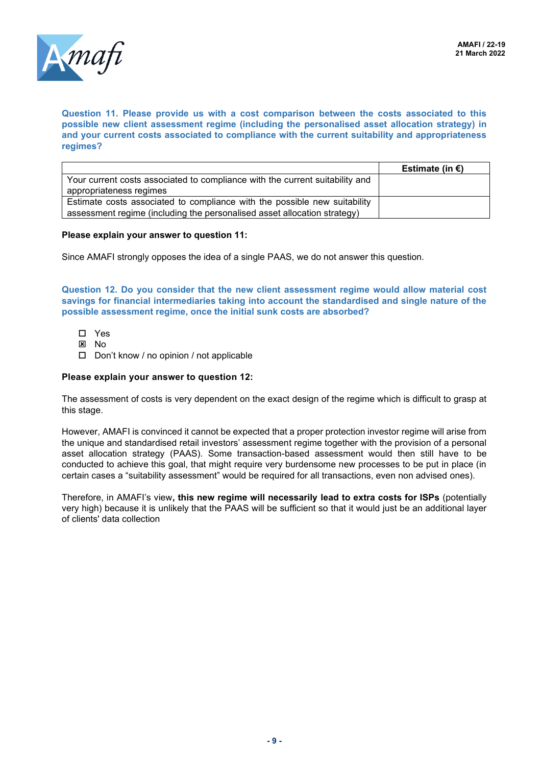**Question 11. Please provide us with a cost comparison between the costs associated to this possible new client assessment regime (including the personalised asset allocation strategy) in and your current costs associated to compliance with the current suitability and appropriateness regimes?**

| | Estimate (in €) |
|---|---|
| Your current costs associated to compliance with the current suitability and appropriateness regimes | |
| Estimate costs associated to compliance with the possible new suitability assessment regime (including the personalised asset allocation strategy) | |

**Please explain your answer to question 11:**

Since AMAFI strongly opposes the idea of a single PAAS, we do not answer this question.

**Question 12. Do you consider that the new client assessment regime would allow material cost savings for financial intermediaries taking into account the standardised and single nature of the possible assessment regime, once the initial sunk costs are absorbed?**

- ☐ Yes
- ☒ No
- ☐ Don't know / no opinion / not applicable

**Please explain your answer to question 12:**

The assessment of costs is very dependent on the exact design of the regime which is difficult to grasp at this stage.

However, AMAFI is convinced it cannot be expected that a proper protection investor regime will arise from the unique and standardised retail investors' assessment regime together with the provision of a personal asset allocation strategy (PAAS). Some transaction-based assessment would then still have to be conducted to achieve this goal, that might require very burdensome new processes to be put in place (in certain cases a "suitability assessment" would be required for all transactions, even non advised ones).

Therefore, in AMAFI's view**, this new regime will necessarily lead to extra costs for ISPs** (potentially very high) because it is unlikely that the PAAS will be sufficient so that it would just be an additional layer of clients' data collection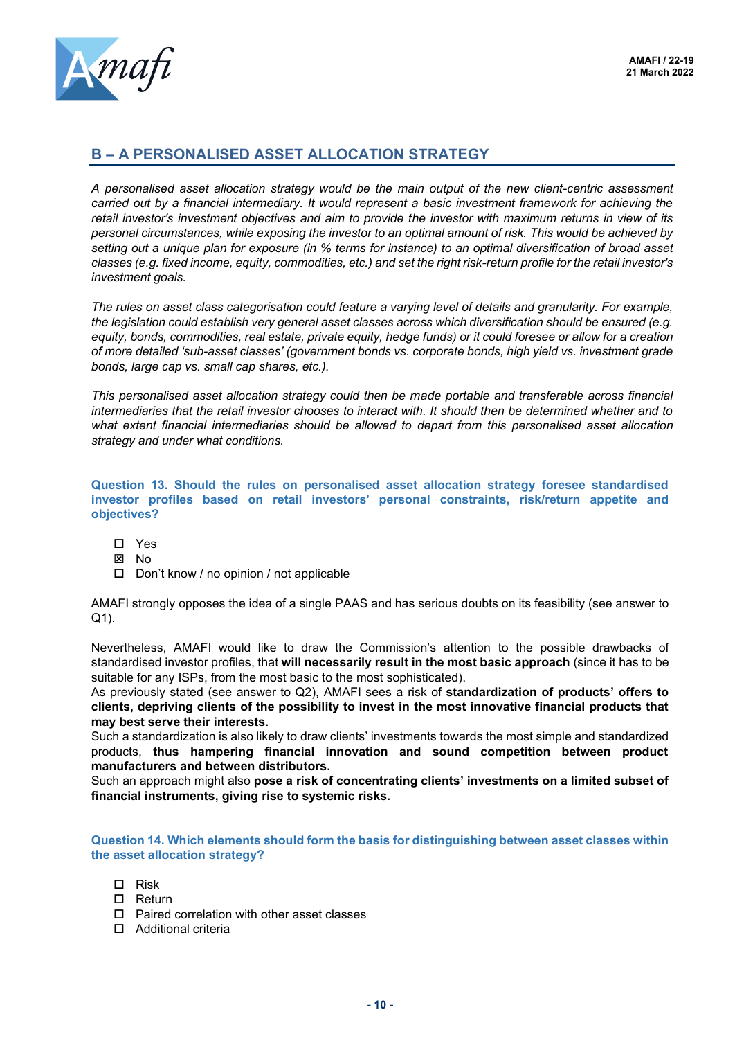## B – A PERSONALISED ASSET ALLOCATION STRATEGY

*A personalised asset allocation strategy would be the main output of the new client-centric assessment carried out by a financial intermediary. It would represent a basic investment framework for achieving the retail investor's investment objectives and aim to provide the investor with maximum returns in view of its personal circumstances, while exposing the investor to an optimal amount of risk. This would be achieved by setting out a unique plan for exposure (in % terms for instance) to an optimal diversification of broad asset classes (e.g. fixed income, equity, commodities, etc.) and set the right risk-return profile for the retail investor's investment goals.*

*The rules on asset class categorisation could feature a varying level of details and granularity. For example, the legislation could establish very general asset classes across which diversification should be ensured (e.g. equity, bonds, commodities, real estate, private equity, hedge funds) or it could foresee or allow for a creation of more detailed 'sub-asset classes' (government bonds vs. corporate bonds, high yield vs. investment grade bonds, large cap vs. small cap shares, etc.).*

*This personalised asset allocation strategy could then be made portable and transferable across financial intermediaries that the retail investor chooses to interact with. It should then be determined whether and to what extent financial intermediaries should be allowed to depart from this personalised asset allocation strategy and under what conditions.*

**Question 13. Should the rules on personalised asset allocation strategy foresee standardised investor profiles based on retail investors' personal constraints, risk/return appetite and objectives?**

- ☐ Yes
- ☒ No
- ☐ Don't know / no opinion / not applicable

AMAFI strongly opposes the idea of a single PAAS and has serious doubts on its feasibility (see answer to Q1).

Nevertheless, AMAFI would like to draw the Commission's attention to the possible drawbacks of standardised investor profiles, that **will necessarily result in the most basic approach** (since it has to be suitable for any ISPs, from the most basic to the most sophisticated).
As previously stated (see answer to Q2), AMAFI sees a risk of **standardization of products' offers to clients, depriving clients of the possibility to invest in the most innovative financial products that may best serve their interests.**
Such a standardization is also likely to draw clients' investments towards the most simple and standardized products, **thus hampering financial innovation and sound competition between product manufacturers and between distributors.**
Such an approach might also **pose a risk of concentrating clients' investments on a limited subset of financial instruments, giving rise to systemic risks.**

**Question 14. Which elements should form the basis for distinguishing between asset classes within the asset allocation strategy?**

- ☐ Risk
- ☐ Return
- ☐ Paired correlation with other asset classes
- ☐ Additional criteria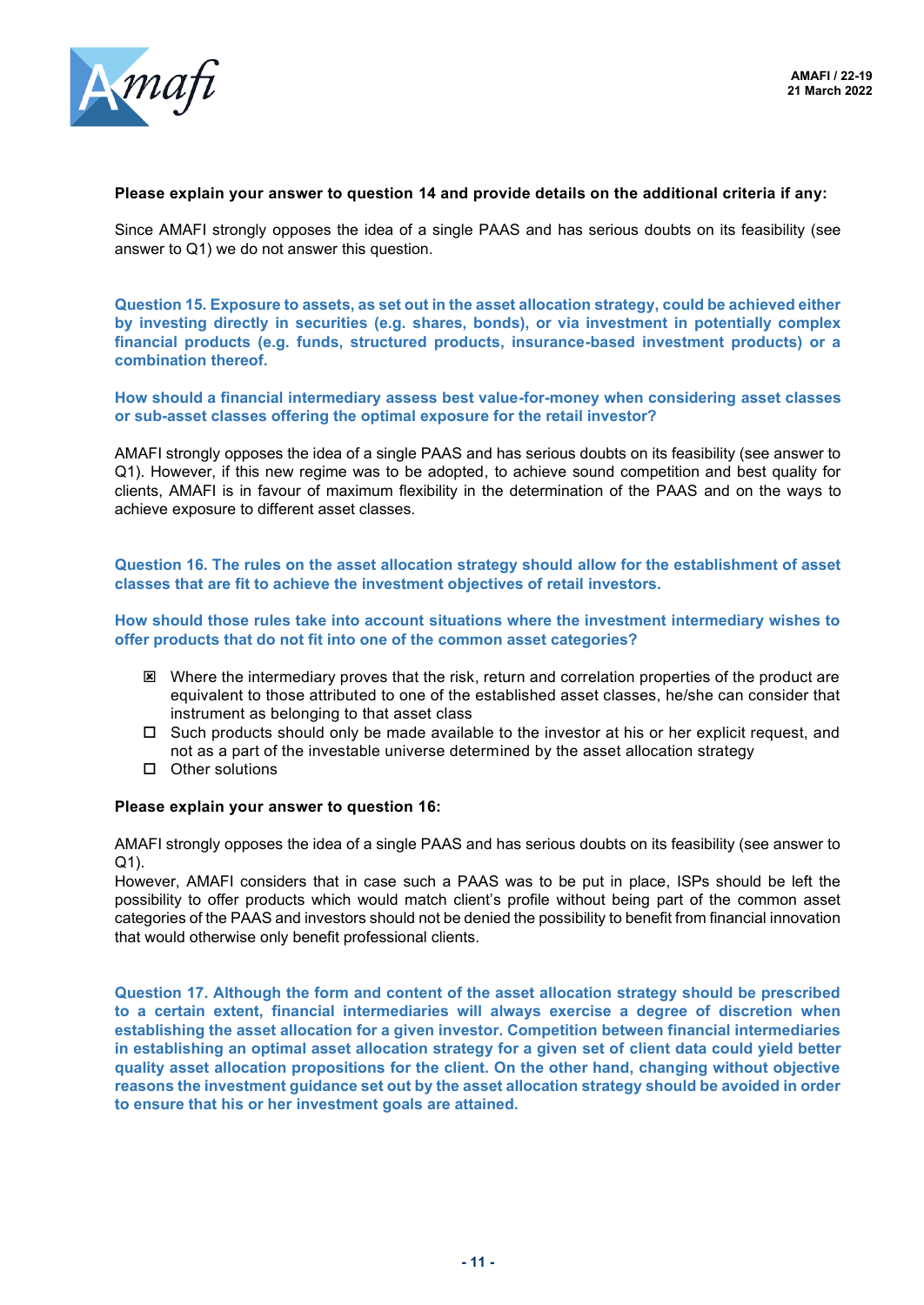**Please explain your answer to question 14 and provide details on the additional criteria if any:**

Since AMAFI strongly opposes the idea of a single PAAS and has serious doubts on its feasibility (see answer to Q1) we do not answer this question.

**Question 15. Exposure to assets, as set out in the asset allocation strategy, could be achieved either by investing directly in securities (e.g. shares, bonds), or via investment in potentially complex financial products (e.g. funds, structured products, insurance-based investment products) or a combination thereof.**

**How should a financial intermediary assess best value-for-money when considering asset classes or sub-asset classes offering the optimal exposure for the retail investor?**

AMAFI strongly opposes the idea of a single PAAS and has serious doubts on its feasibility (see answer to Q1). However, if this new regime was to be adopted, to achieve sound competition and best quality for clients, AMAFI is in favour of maximum flexibility in the determination of the PAAS and on the ways to achieve exposure to different asset classes.

**Question 16. The rules on the asset allocation strategy should allow for the establishment of asset classes that are fit to achieve the investment objectives of retail investors.**

**How should those rules take into account situations where the investment intermediary wishes to offer products that do not fit into one of the common asset categories?**

- ☒ Where the intermediary proves that the risk, return and correlation properties of the product are equivalent to those attributed to one of the established asset classes, he/she can consider that instrument as belonging to that asset class
- ☐ Such products should only be made available to the investor at his or her explicit request, and not as a part of the investable universe determined by the asset allocation strategy
- ☐ Other solutions

**Please explain your answer to question 16:**

AMAFI strongly opposes the idea of a single PAAS and has serious doubts on its feasibility (see answer to Q1).

However, AMAFI considers that in case such a PAAS was to be put in place, ISPs should be left the possibility to offer products which would match client's profile without being part of the common asset categories of the PAAS and investors should not be denied the possibility to benefit from financial innovation that would otherwise only benefit professional clients.

**Question 17. Although the form and content of the asset allocation strategy should be prescribed to a certain extent, financial intermediaries will always exercise a degree of discretion when establishing the asset allocation for a given investor. Competition between financial intermediaries in establishing an optimal asset allocation strategy for a given set of client data could yield better quality asset allocation propositions for the client. On the other hand, changing without objective reasons the investment guidance set out by the asset allocation strategy should be avoided in order to ensure that his or her investment goals are attained.**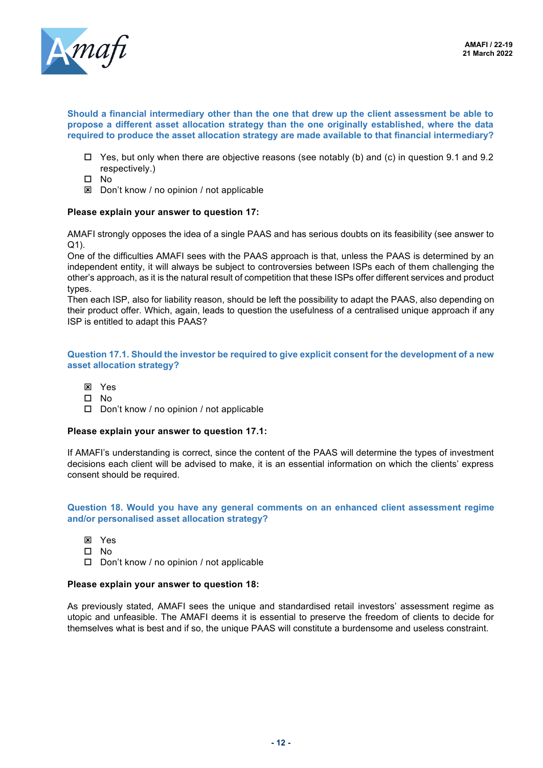**Should a financial intermediary other than the one that drew up the client assessment be able to propose a different asset allocation strategy than the one originally established, where the data required to produce the asset allocation strategy are made available to that financial intermediary?**

- ☐ Yes, but only when there are objective reasons (see notably (b) and (c) in question 9.1 and 9.2 respectively.)
- ☐ No
- ☒ Don't know / no opinion / not applicable

**Please explain your answer to question 17:**

AMAFI strongly opposes the idea of a single PAAS and has serious doubts on its feasibility (see answer to Q1).
One of the difficulties AMAFI sees with the PAAS approach is that, unless the PAAS is determined by an independent entity, it will always be subject to controversies between ISPs each of them challenging the other's approach, as it is the natural result of competition that these ISPs offer different services and product types.
Then each ISP, also for liability reason, should be left the possibility to adapt the PAAS, also depending on their product offer. Which, again, leads to question the usefulness of a centralised unique approach if any ISP is entitled to adapt this PAAS?

**Question 17.1. Should the investor be required to give explicit consent for the development of a new asset allocation strategy?**

- ☒ Yes
- ☐ No
- ☐ Don't know / no opinion / not applicable

**Please explain your answer to question 17.1:**

If AMAFI's understanding is correct, since the content of the PAAS will determine the types of investment decisions each client will be advised to make, it is an essential information on which the clients' express consent should be required.

**Question 18. Would you have any general comments on an enhanced client assessment regime and/or personalised asset allocation strategy?**

- ☒ Yes
- ☐ No
- ☐ Don't know / no opinion / not applicable

**Please explain your answer to question 18:**

As previously stated, AMAFI sees the unique and standardised retail investors' assessment regime as utopic and unfeasible. The AMAFI deems it is essential to preserve the freedom of clients to decide for themselves what is best and if so, the unique PAAS will constitute a burdensome and useless constraint.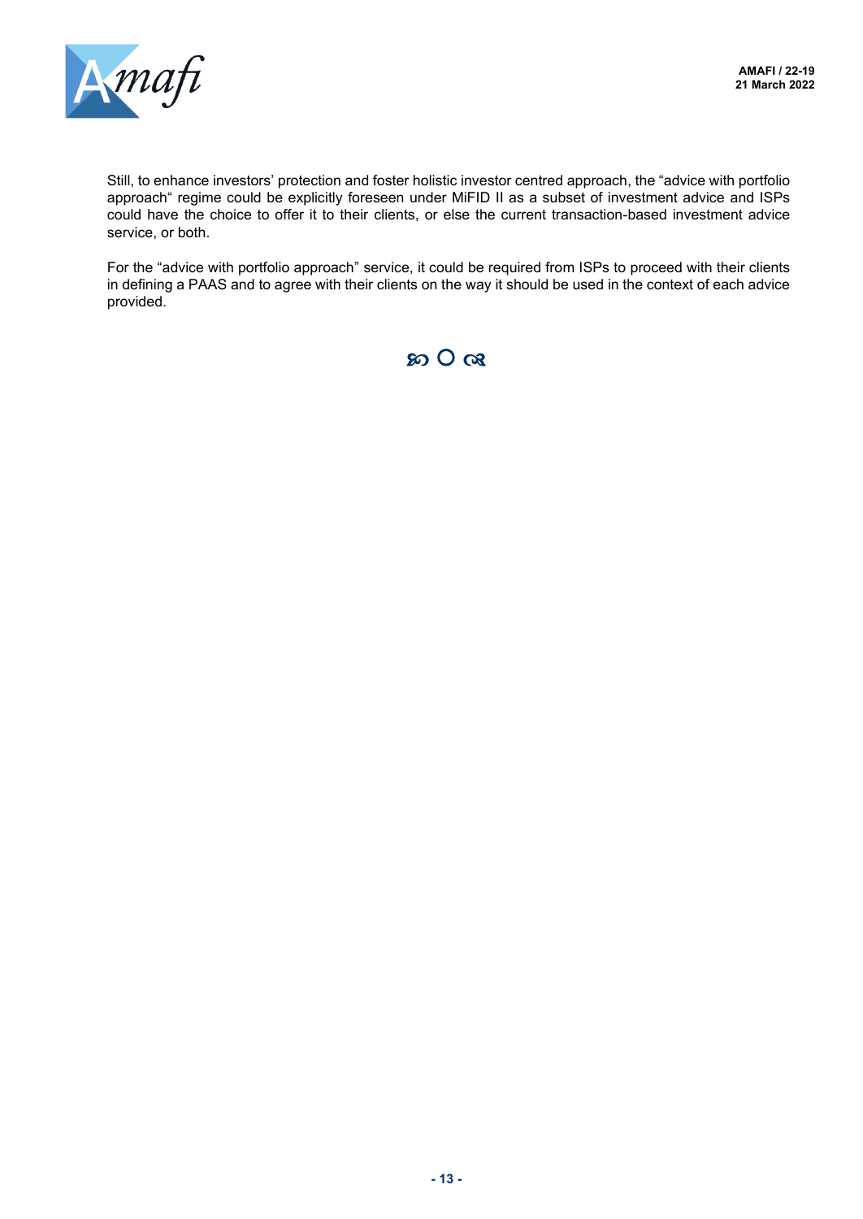Still, to enhance investors' protection and foster holistic investor centred approach, the "advice with portfolio approach" regime could be explicitly foreseen under MiFID II as a subset of investment advice and ISPs could have the choice to offer it to their clients, or else the current transaction-based investment advice service, or both.

For the "advice with portfolio approach" service, it could be required from ISPs to proceed with their clients in defining a PAAS and to agree with their clients on the way it should be used in the context of each advice provided.

ꟷ O ꟷ